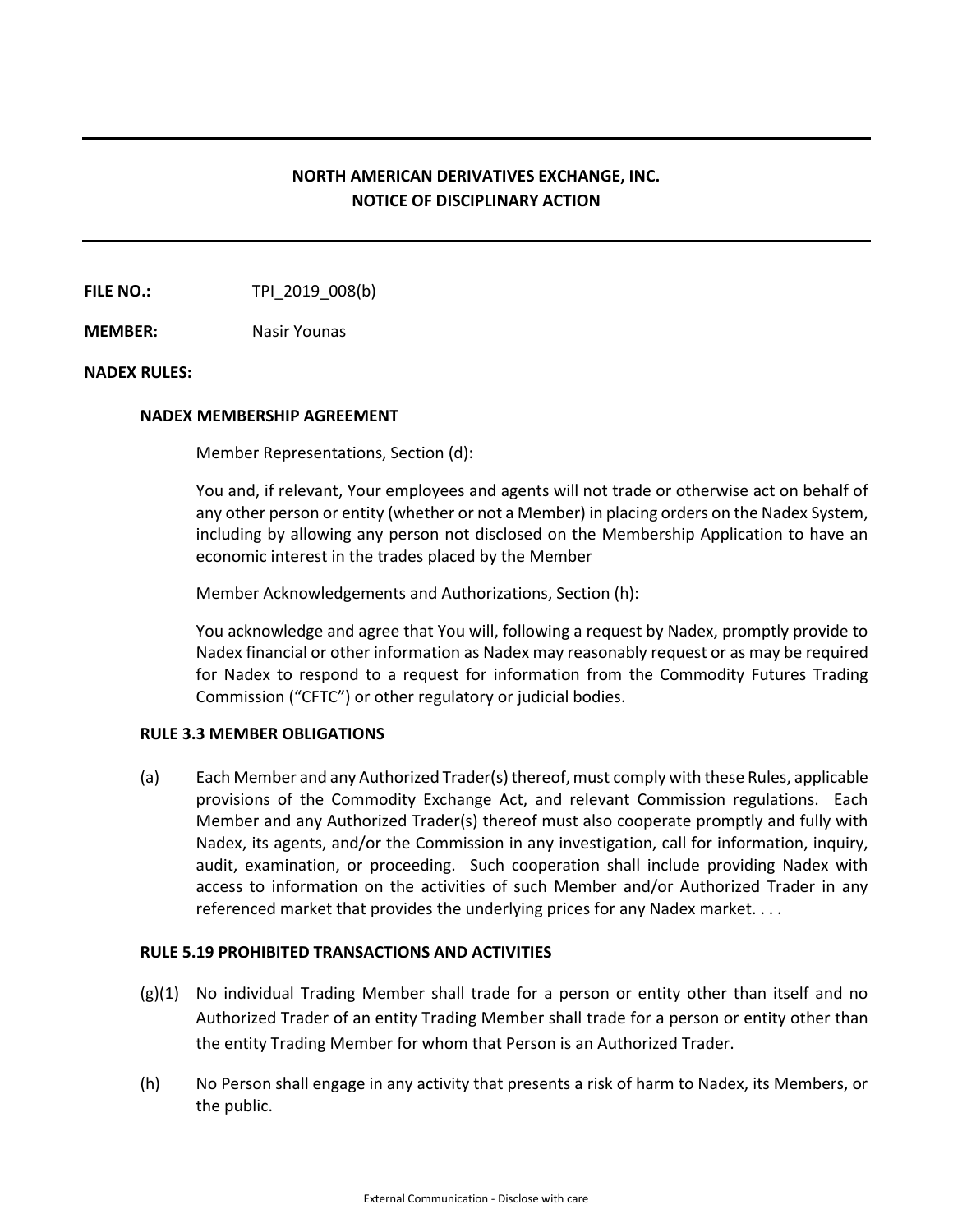**NORTH AMERICAN DERIVATIVES EXCHANGE, INC.**
**NOTICE OF DISCIPLINARY ACTION**

---

**FILE NO.:** TPI_2019_008(b)

**MEMBER:** Nasir Younas

**NADEX RULES:**

**NADEX MEMBERSHIP AGREEMENT**

Member Representations, Section (d):

You and, if relevant, Your employees and agents will not trade or otherwise act on behalf of any other person or entity (whether or not a Member) in placing orders on the Nadex System, including by allowing any person not disclosed on the Membership Application to have an economic interest in the trades placed by the Member

Member Acknowledgements and Authorizations, Section (h):

You acknowledge and agree that You will, following a request by Nadex, promptly provide to Nadex financial or other information as Nadex may reasonably request or as may be required for Nadex to respond to a request for information from the Commodity Futures Trading Commission ("CFTC") or other regulatory or judicial bodies.

**RULE 3.3 MEMBER OBLIGATIONS**

(a) Each Member and any Authorized Trader(s) thereof, must comply with these Rules, applicable provisions of the Commodity Exchange Act, and relevant Commission regulations. Each Member and any Authorized Trader(s) thereof must also cooperate promptly and fully with Nadex, its agents, and/or the Commission in any investigation, call for information, inquiry, audit, examination, or proceeding. Such cooperation shall include providing Nadex with access to information on the activities of such Member and/or Authorized Trader in any referenced market that provides the underlying prices for any Nadex market. . . .

**RULE 5.19 PROHIBITED TRANSACTIONS AND ACTIVITIES**

(g)(1) No individual Trading Member shall trade for a person or entity other than itself and no Authorized Trader of an entity Trading Member shall trade for a person or entity other than the entity Trading Member for whom that Person is an Authorized Trader.

(h) No Person shall engage in any activity that presents a risk of harm to Nadex, its Members, or the public.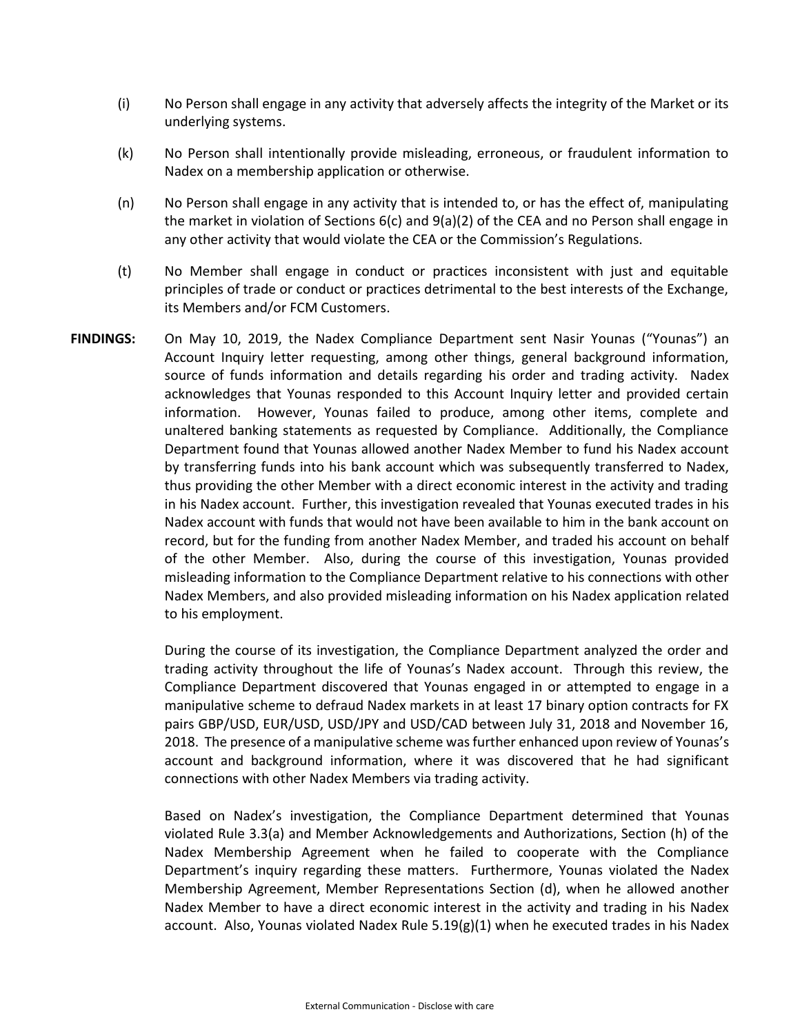(i) No Person shall engage in any activity that adversely affects the integrity of the Market or its underlying systems.

(k) No Person shall intentionally provide misleading, erroneous, or fraudulent information to Nadex on a membership application or otherwise.

(n) No Person shall engage in any activity that is intended to, or has the effect of, manipulating the market in violation of Sections 6(c) and 9(a)(2) of the CEA and no Person shall engage in any other activity that would violate the CEA or the Commission's Regulations.

(t) No Member shall engage in conduct or practices inconsistent with just and equitable principles of trade or conduct or practices detrimental to the best interests of the Exchange, its Members and/or FCM Customers.

**FINDINGS:** On May 10, 2019, the Nadex Compliance Department sent Nasir Younas ("Younas") an Account Inquiry letter requesting, among other things, general background information, source of funds information and details regarding his order and trading activity. Nadex acknowledges that Younas responded to this Account Inquiry letter and provided certain information. However, Younas failed to produce, among other items, complete and unaltered banking statements as requested by Compliance. Additionally, the Compliance Department found that Younas allowed another Nadex Member to fund his Nadex account by transferring funds into his bank account which was subsequently transferred to Nadex, thus providing the other Member with a direct economic interest in the activity and trading in his Nadex account. Further, this investigation revealed that Younas executed trades in his Nadex account with funds that would not have been available to him in the bank account on record, but for the funding from another Nadex Member, and traded his account on behalf of the other Member. Also, during the course of this investigation, Younas provided misleading information to the Compliance Department relative to his connections with other Nadex Members, and also provided misleading information on his Nadex application related to his employment.

During the course of its investigation, the Compliance Department analyzed the order and trading activity throughout the life of Younas's Nadex account. Through this review, the Compliance Department discovered that Younas engaged in or attempted to engage in a manipulative scheme to defraud Nadex markets in at least 17 binary option contracts for FX pairs GBP/USD, EUR/USD, USD/JPY and USD/CAD between July 31, 2018 and November 16, 2018. The presence of a manipulative scheme was further enhanced upon review of Younas's account and background information, where it was discovered that he had significant connections with other Nadex Members via trading activity.

Based on Nadex's investigation, the Compliance Department determined that Younas violated Rule 3.3(a) and Member Acknowledgements and Authorizations, Section (h) of the Nadex Membership Agreement when he failed to cooperate with the Compliance Department's inquiry regarding these matters. Furthermore, Younas violated the Nadex Membership Agreement, Member Representations Section (d), when he allowed another Nadex Member to have a direct economic interest in the activity and trading in his Nadex account. Also, Younas violated Nadex Rule 5.19(g)(1) when he executed trades in his Nadex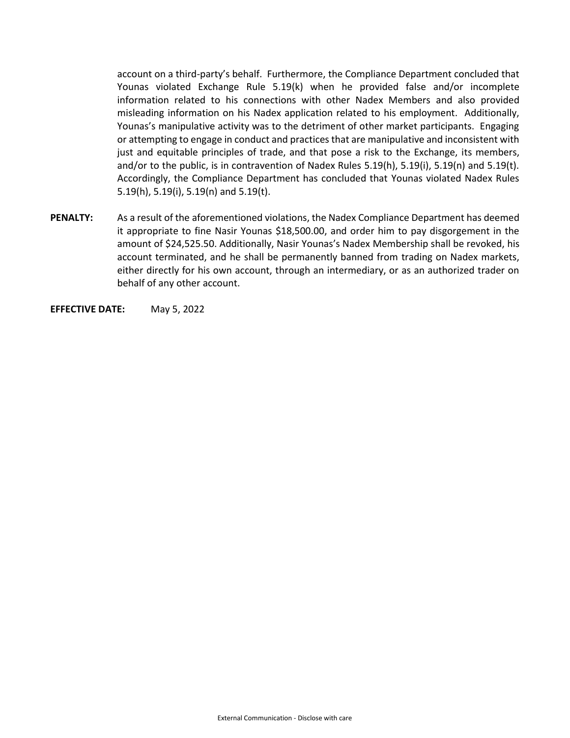account on a third-party's behalf. Furthermore, the Compliance Department concluded that Younas violated Exchange Rule 5.19(k) when he provided false and/or incomplete information related to his connections with other Nadex Members and also provided misleading information on his Nadex application related to his employment. Additionally, Younas's manipulative activity was to the detriment of other market participants. Engaging or attempting to engage in conduct and practices that are manipulative and inconsistent with just and equitable principles of trade, and that pose a risk to the Exchange, its members, and/or to the public, is in contravention of Nadex Rules 5.19(h), 5.19(i), 5.19(n) and 5.19(t). Accordingly, the Compliance Department has concluded that Younas violated Nadex Rules 5.19(h), 5.19(i), 5.19(n) and 5.19(t).

**PENALTY:** As a result of the aforementioned violations, the Nadex Compliance Department has deemed it appropriate to fine Nasir Younas $18,500.00, and order him to pay disgorgement in the amount of $24,525.50. Additionally, Nasir Younas's Nadex Membership shall be revoked, his account terminated, and he shall be permanently banned from trading on Nadex markets, either directly for his own account, through an intermediary, or as an authorized trader on behalf of any other account.

**EFFECTIVE DATE:** May 5, 2022